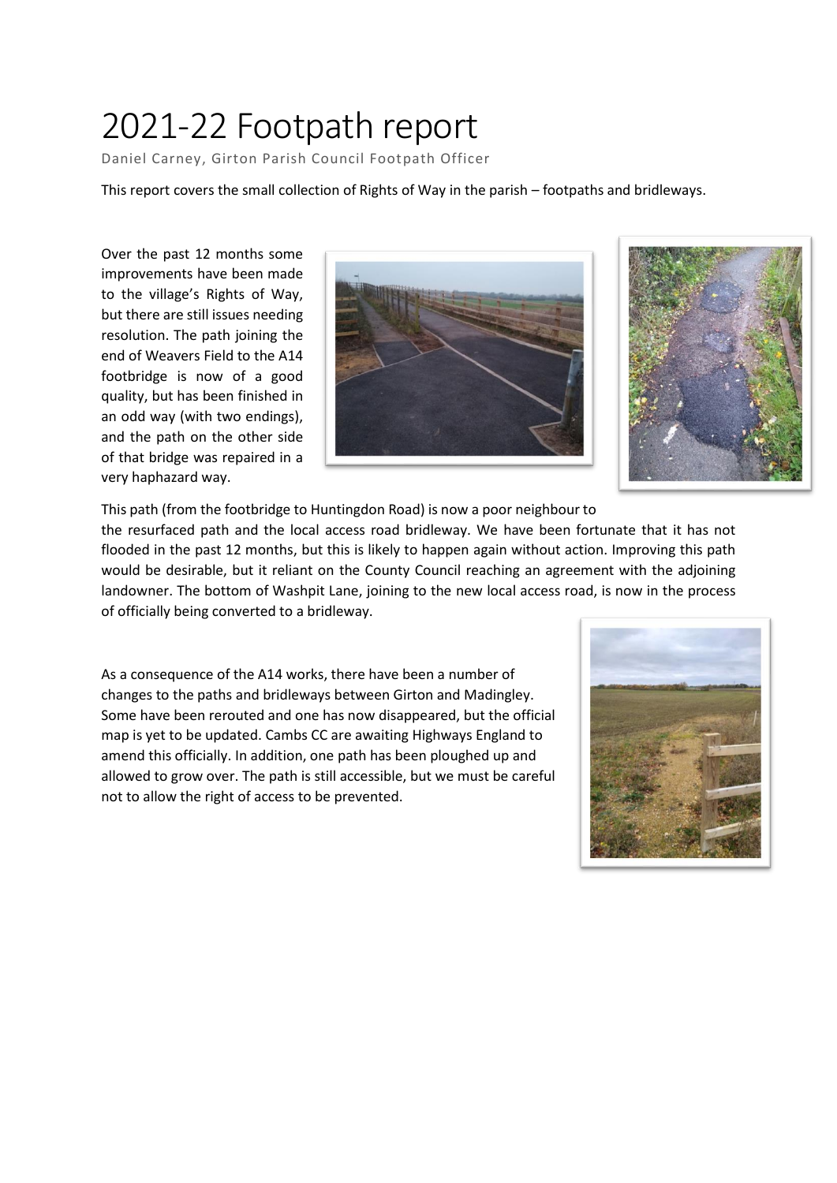# 2021-22 Footpath report

Daniel Carney, Girton Parish Council Footpath Officer

This report covers the small collection of Rights of Way in the parish – footpaths and bridleways.

Over the past 12 months some improvements have been made to the village's Rights of Way, but there are still issues needing resolution. The path joining the end of Weavers Field to the A14 footbridge is now of a good quality, but has been finished in an odd way (with two endings), and the path on the other side of that bridge was repaired in a very haphazard way.

This path (from the footbridge to Huntingdon Road) is now a poor neighbour to the resurfaced path and the local access road bridleway. We have been fortunate that it has not flooded in the past 12 months, but this is likely to happen again without action. Improving this path would be desirable, but it reliant on the County Council reaching an agreement with the adjoining landowner. The bottom of Washpit Lane, joining to the new local access road, is now in the process of officially being converted to a bridleway.

As a consequence of the A14 works, there have been a number of changes to the paths and bridleways between Girton and Madingley. Some have been rerouted and one has now disappeared, but the official map is yet to be updated. Cambs CC are awaiting Highways England to amend this officially. In addition, one path has been ploughed up and allowed to grow over. The path is still accessible, but we must be careful not to allow the right of access to be prevented.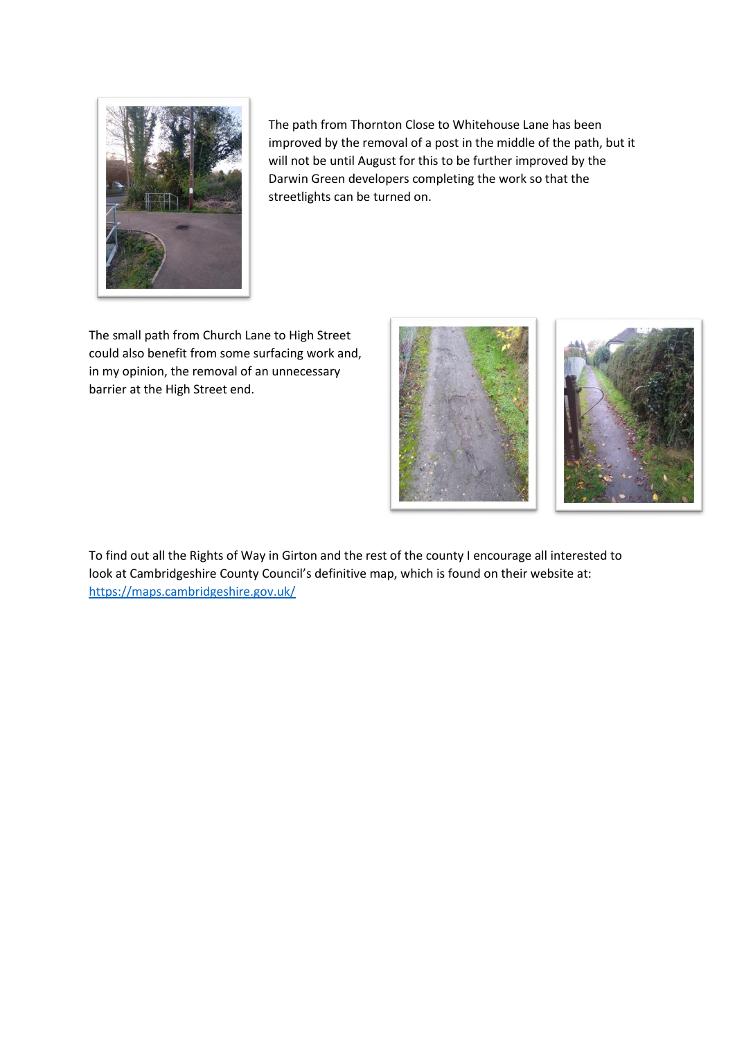The path from Thornton Close to Whitehouse Lane has been improved by the removal of a post in the middle of the path, but it will not be until August for this to be further improved by the Darwin Green developers completing the work so that the streetlights can be turned on.

The small path from Church Lane to High Street could also benefit from some surfacing work and, in my opinion, the removal of an unnecessary barrier at the High Street end.

To find out all the Rights of Way in Girton and the rest of the county I encourage all interested to look at Cambridgeshire County Council's definitive map, which is found on their website at: [https://maps.cambridgeshire.gov.uk/](https://maps.cambridgeshire.gov.uk/)